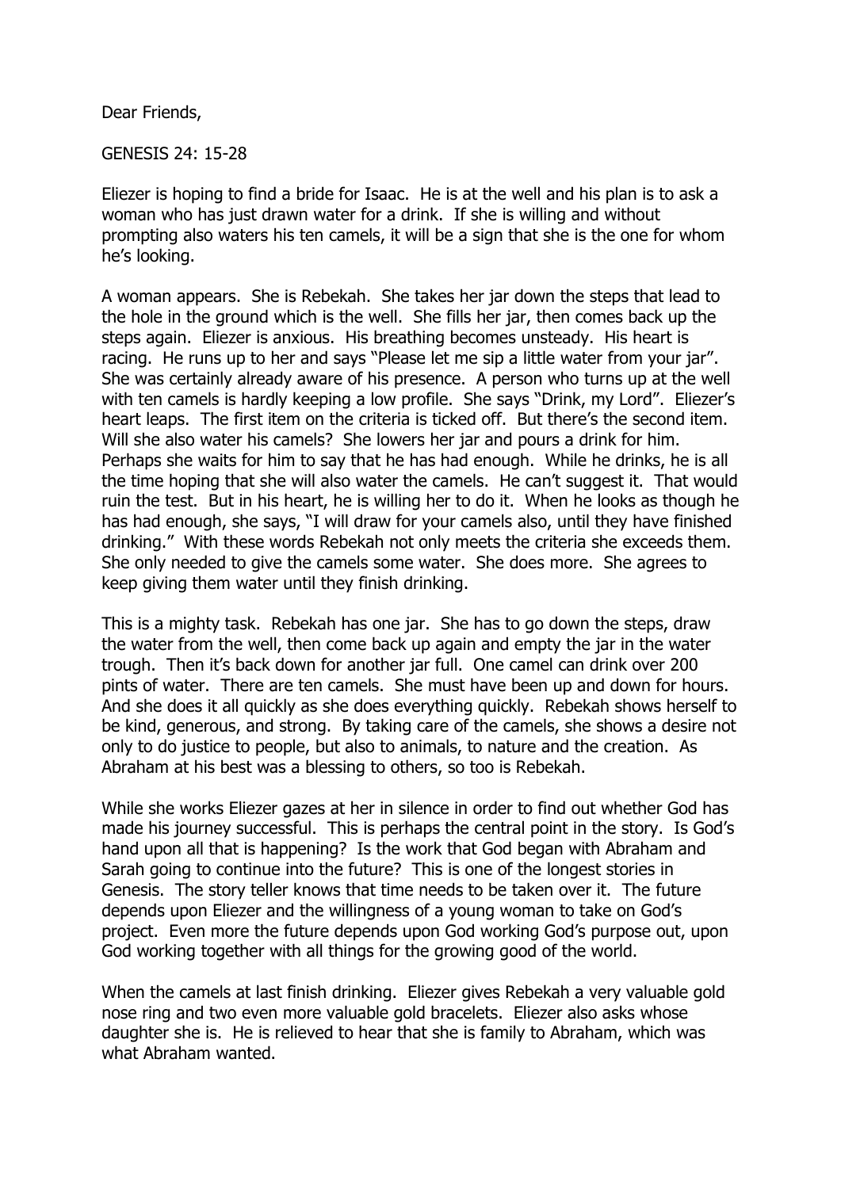Dear Friends,

GENESIS 24: 15-28

Eliezer is hoping to find a bride for Isaac. He is at the well and his plan is to ask a woman who has just drawn water for a drink. If she is willing and without prompting also waters his ten camels, it will be a sign that she is the one for whom he's looking.

A woman appears. She is Rebekah. She takes her jar down the steps that lead to the hole in the ground which is the well. She fills her jar, then comes back up the steps again. Eliezer is anxious. His breathing becomes unsteady. His heart is racing. He runs up to her and says "Please let me sip a little water from your jar". She was certainly already aware of his presence. A person who turns up at the well with ten camels is hardly keeping a low profile. She says "Drink, my Lord". Eliezer's heart leaps. The first item on the criteria is ticked off. But there's the second item. Will she also water his camels? She lowers her jar and pours a drink for him. Perhaps she waits for him to say that he has had enough. While he drinks, he is all the time hoping that she will also water the camels. He can't suggest it. That would ruin the test. But in his heart, he is willing her to do it. When he looks as though he has had enough, she says, "I will draw for your camels also, until they have finished drinking." With these words Rebekah not only meets the criteria she exceeds them. She only needed to give the camels some water. She does more. She agrees to keep giving them water until they finish drinking.

This is a mighty task. Rebekah has one jar. She has to go down the steps, draw the water from the well, then come back up again and empty the jar in the water trough. Then it's back down for another jar full. One camel can drink over 200 pints of water. There are ten camels. She must have been up and down for hours. And she does it all quickly as she does everything quickly. Rebekah shows herself to be kind, generous, and strong. By taking care of the camels, she shows a desire not only to do justice to people, but also to animals, to nature and the creation. As Abraham at his best was a blessing to others, so too is Rebekah.

While she works Eliezer gazes at her in silence in order to find out whether God has made his journey successful. This is perhaps the central point in the story. Is God's hand upon all that is happening? Is the work that God began with Abraham and Sarah going to continue into the future? This is one of the longest stories in Genesis. The story teller knows that time needs to be taken over it. The future depends upon Eliezer and the willingness of a young woman to take on God's project. Even more the future depends upon God working God's purpose out, upon God working together with all things for the growing good of the world.

When the camels at last finish drinking. Eliezer gives Rebekah a very valuable gold nose ring and two even more valuable gold bracelets. Eliezer also asks whose daughter she is. He is relieved to hear that she is family to Abraham, which was what Abraham wanted.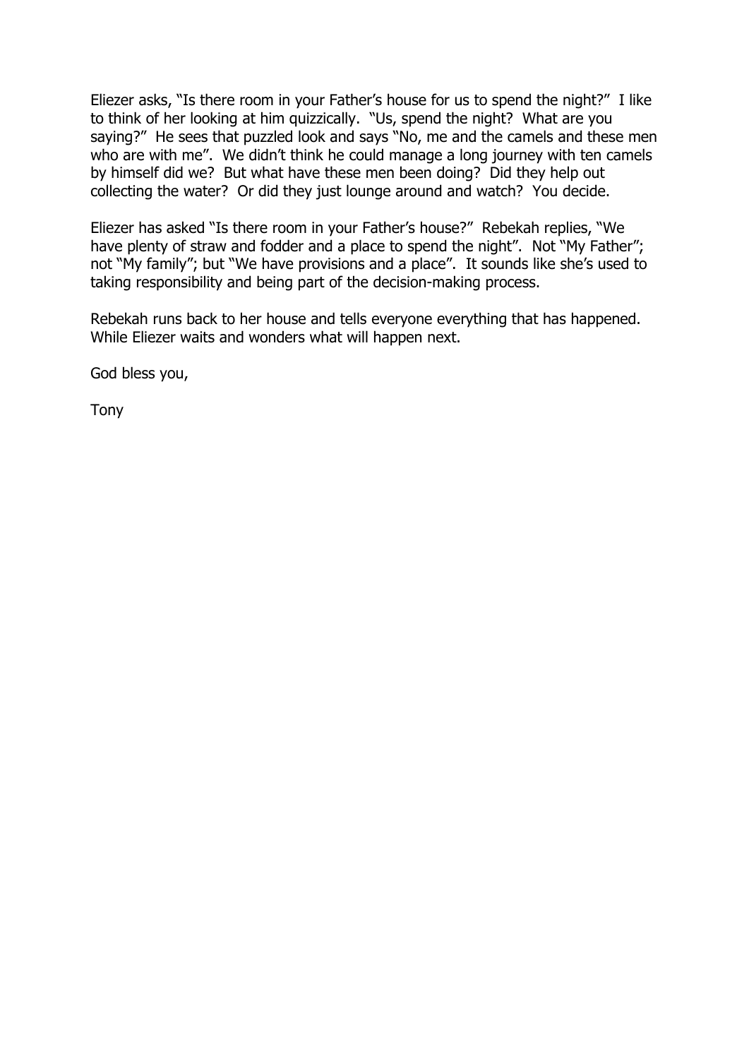Eliezer asks, "Is there room in your Father's house for us to spend the night?" I like to think of her looking at him quizzically. "Us, spend the night? What are you saying?" He sees that puzzled look and says "No, me and the camels and these men who are with me". We didn't think he could manage a long journey with ten camels by himself did we? But what have these men been doing? Did they help out collecting the water? Or did they just lounge around and watch? You decide.

Eliezer has asked "Is there room in your Father's house?" Rebekah replies, "We have plenty of straw and fodder and a place to spend the night". Not "My Father"; not "My family"; but "We have provisions and a place". It sounds like she's used to taking responsibility and being part of the decision-making process.

Rebekah runs back to her house and tells everyone everything that has happened. While Eliezer waits and wonders what will happen next.

God bless you,

Tony